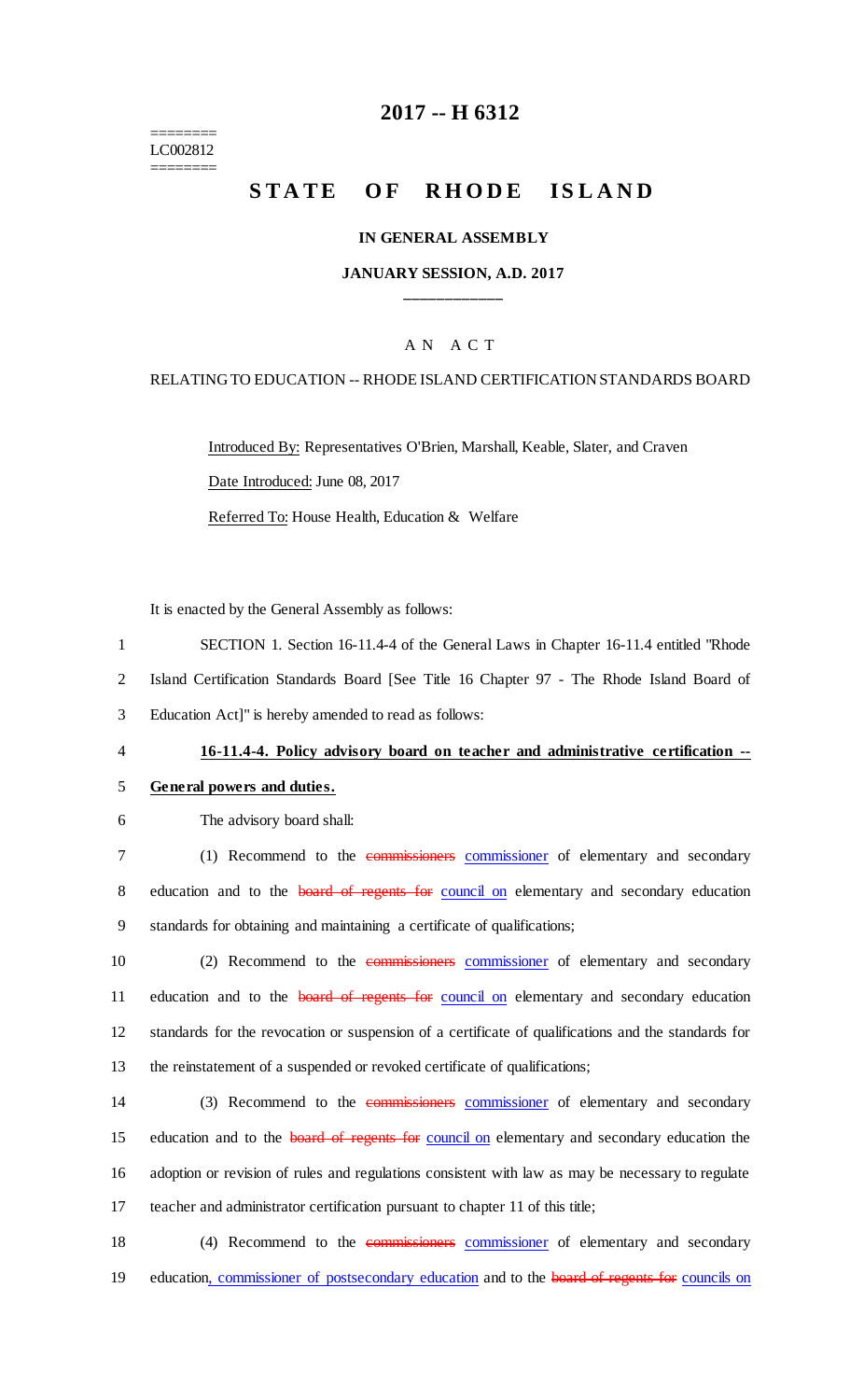========
LC002812
========

# 2017 -- H 6312

# STATE OF RHODE ISLAND

## IN GENERAL ASSEMBLY

### JANUARY SESSION, A.D. 2017

____________

A N A C T

RELATING TO EDUCATION -- RHODE ISLAND CERTIFICATION STANDARDS BOARD

Introduced By: Representatives O'Brien, Marshall, Keable, Slater, and Craven

Date Introduced: June 08, 2017

Referred To: House Health, Education & Welfare

It is enacted by the General Assembly as follows:

1 SECTION 1. Section 16-11.4-4 of the General Laws in Chapter 16-11.4 entitled "Rhode
2 Island Certification Standards Board [See Title 16 Chapter 97 - The Rhode Island Board of
3 Education Act]" is hereby amended to read as follows:

4 **16-11.4-4. Policy advisory board on teacher and administrative certification --**
5 **General powers and duties.**

6 The advisory board shall:

7 (1) Recommend to the ~~commissioners~~ commissioner of elementary and secondary
8 education and to the ~~board of regents for~~ council on elementary and secondary education
9 standards for obtaining and maintaining a certificate of qualifications;

10 (2) Recommend to the ~~commissioners~~ commissioner of elementary and secondary
11 education and to the ~~board of regents for~~ council on elementary and secondary education
12 standards for the revocation or suspension of a certificate of qualifications and the standards for
13 the reinstatement of a suspended or revoked certificate of qualifications;

14 (3) Recommend to the ~~commissioners~~ commissioner of elementary and secondary
15 education and to the ~~board of regents for~~ council on elementary and secondary education the
16 adoption or revision of rules and regulations consistent with law as may be necessary to regulate
17 teacher and administrator certification pursuant to chapter 11 of this title;

18 (4) Recommend to the ~~commissioners~~ commissioner of elementary and secondary
19 education, commissioner of postsecondary education and to the ~~board of regents for~~ councils on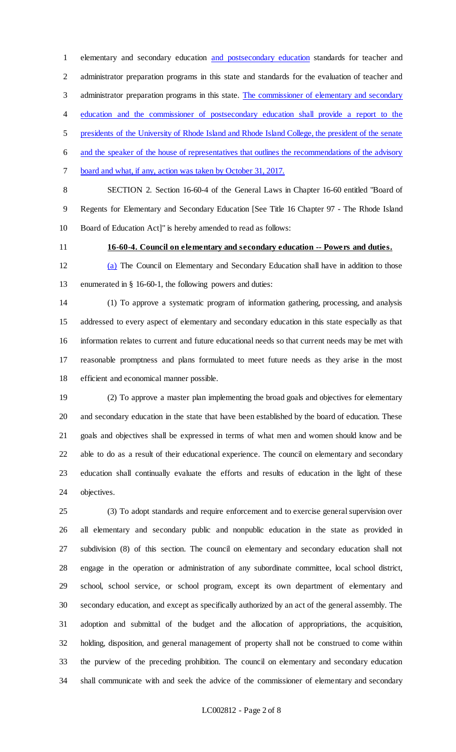elementary and secondary education and postsecondary education standards for teacher and administrator preparation programs in this state and standards for the evaluation of teacher and administrator preparation programs in this state. The commissioner of elementary and secondary education and the commissioner of postsecondary education shall provide a report to the presidents of the University of Rhode Island and Rhode Island College, the president of the senate and the speaker of the house of representatives that outlines the recommendations of the advisory board and what, if any, action was taken by October 31, 2017.

SECTION 2. Section 16-60-4 of the General Laws in Chapter 16-60 entitled "Board of Regents for Elementary and Secondary Education [See Title 16 Chapter 97 - The Rhode Island Board of Education Act]" is hereby amended to read as follows:

**16-60-4. Council on elementary and secondary education -- Powers and duties.**

(a) The Council on Elementary and Secondary Education shall have in addition to those enumerated in § 16-60-1, the following powers and duties:

(1) To approve a systematic program of information gathering, processing, and analysis addressed to every aspect of elementary and secondary education in this state especially as that information relates to current and future educational needs so that current needs may be met with reasonable promptness and plans formulated to meet future needs as they arise in the most efficient and economical manner possible.

(2) To approve a master plan implementing the broad goals and objectives for elementary and secondary education in the state that have been established by the board of education. These goals and objectives shall be expressed in terms of what men and women should know and be able to do as a result of their educational experience. The council on elementary and secondary education shall continually evaluate the efforts and results of education in the light of these objectives.

(3) To adopt standards and require enforcement and to exercise general supervision over all elementary and secondary public and nonpublic education in the state as provided in subdivision (8) of this section. The council on elementary and secondary education shall not engage in the operation or administration of any subordinate committee, local school district, school, school service, or school program, except its own department of elementary and secondary education, and except as specifically authorized by an act of the general assembly. The adoption and submittal of the budget and the allocation of appropriations, the acquisition, holding, disposition, and general management of property shall not be construed to come within the purview of the preceding prohibition. The council on elementary and secondary education shall communicate with and seek the advice of the commissioner of elementary and secondary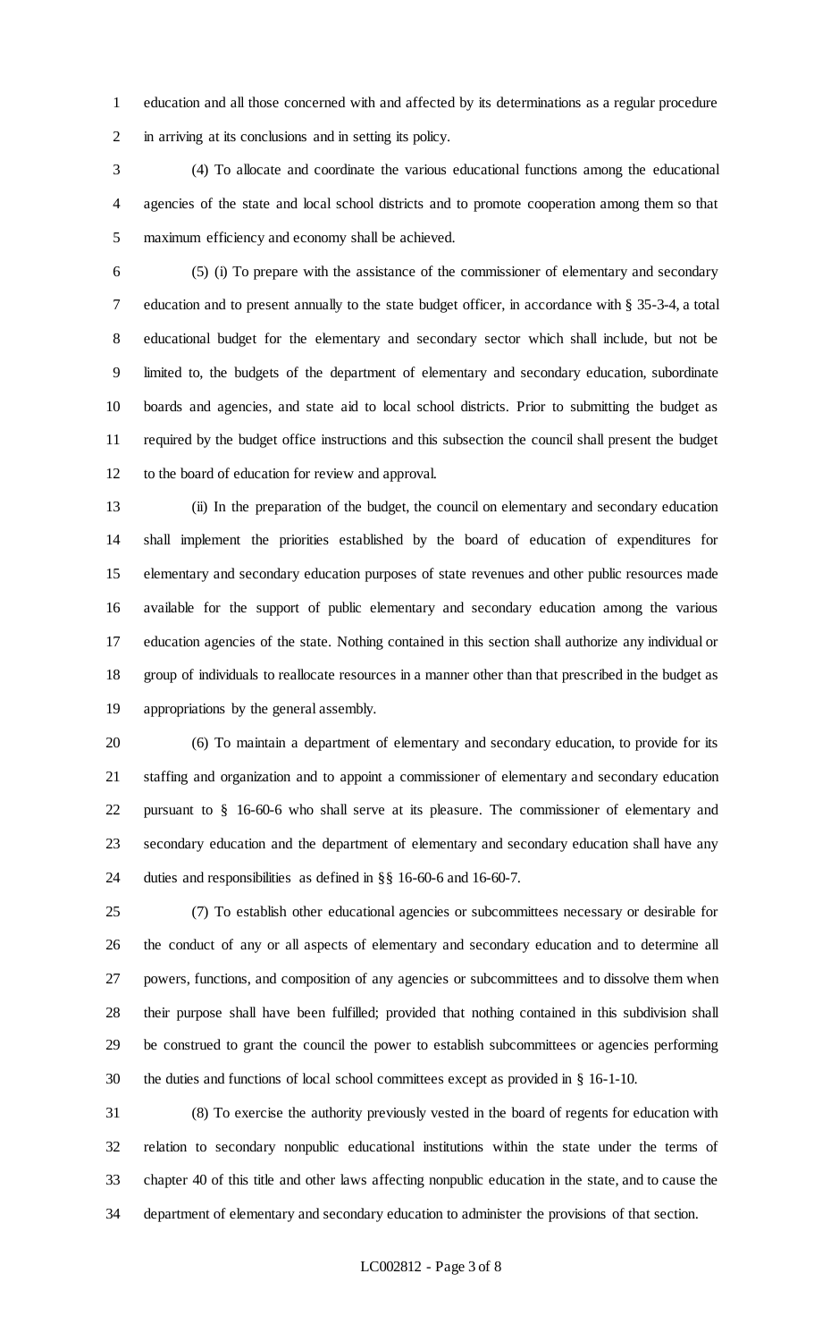education and all those concerned with and affected by its determinations as a regular procedure in arriving at its conclusions and in setting its policy.

(4) To allocate and coordinate the various educational functions among the educational agencies of the state and local school districts and to promote cooperation among them so that maximum efficiency and economy shall be achieved.

(5) (i) To prepare with the assistance of the commissioner of elementary and secondary education and to present annually to the state budget officer, in accordance with § 35-3-4, a total educational budget for the elementary and secondary sector which shall include, but not be limited to, the budgets of the department of elementary and secondary education, subordinate boards and agencies, and state aid to local school districts. Prior to submitting the budget as required by the budget office instructions and this subsection the council shall present the budget to the board of education for review and approval.

(ii) In the preparation of the budget, the council on elementary and secondary education shall implement the priorities established by the board of education of expenditures for elementary and secondary education purposes of state revenues and other public resources made available for the support of public elementary and secondary education among the various education agencies of the state. Nothing contained in this section shall authorize any individual or group of individuals to reallocate resources in a manner other than that prescribed in the budget as appropriations by the general assembly.

(6) To maintain a department of elementary and secondary education, to provide for its staffing and organization and to appoint a commissioner of elementary and secondary education pursuant to § 16-60-6 who shall serve at its pleasure. The commissioner of elementary and secondary education and the department of elementary and secondary education shall have any duties and responsibilities as defined in §§ 16-60-6 and 16-60-7.

(7) To establish other educational agencies or subcommittees necessary or desirable for the conduct of any or all aspects of elementary and secondary education and to determine all powers, functions, and composition of any agencies or subcommittees and to dissolve them when their purpose shall have been fulfilled; provided that nothing contained in this subdivision shall be construed to grant the council the power to establish subcommittees or agencies performing the duties and functions of local school committees except as provided in § 16-1-10.

(8) To exercise the authority previously vested in the board of regents for education with relation to secondary nonpublic educational institutions within the state under the terms of chapter 40 of this title and other laws affecting nonpublic education in the state, and to cause the department of elementary and secondary education to administer the provisions of that section.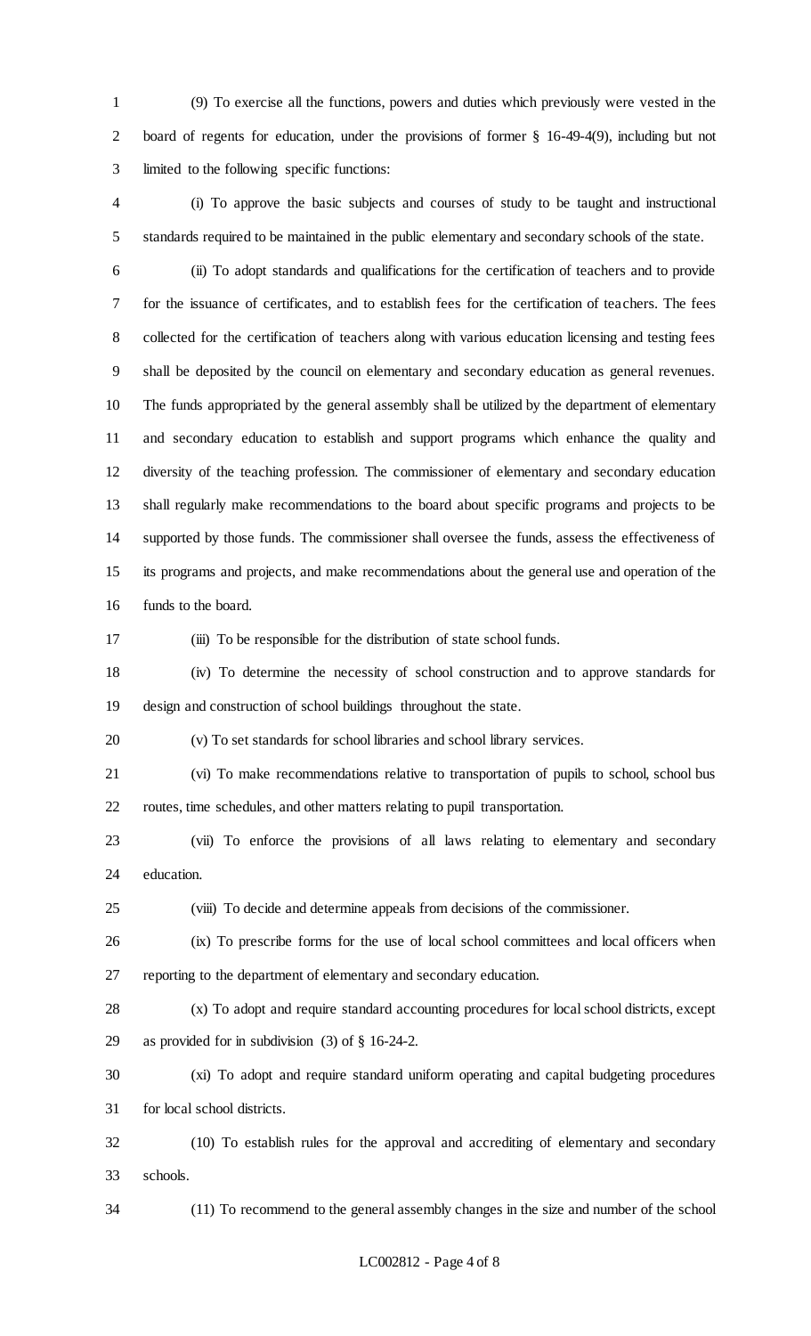(9) To exercise all the functions, powers and duties which previously were vested in the board of regents for education, under the provisions of former § 16-49-4(9), including but not limited to the following specific functions:

(i) To approve the basic subjects and courses of study to be taught and instructional standards required to be maintained in the public elementary and secondary schools of the state.

(ii) To adopt standards and qualifications for the certification of teachers and to provide for the issuance of certificates, and to establish fees for the certification of teachers. The fees collected for the certification of teachers along with various education licensing and testing fees shall be deposited by the council on elementary and secondary education as general revenues. The funds appropriated by the general assembly shall be utilized by the department of elementary and secondary education to establish and support programs which enhance the quality and diversity of the teaching profession. The commissioner of elementary and secondary education shall regularly make recommendations to the board about specific programs and projects to be supported by those funds. The commissioner shall oversee the funds, assess the effectiveness of its programs and projects, and make recommendations about the general use and operation of the funds to the board.

(iii) To be responsible for the distribution of state school funds.

(iv) To determine the necessity of school construction and to approve standards for design and construction of school buildings throughout the state.

(v) To set standards for school libraries and school library services.

(vi) To make recommendations relative to transportation of pupils to school, school bus routes, time schedules, and other matters relating to pupil transportation.

(vii) To enforce the provisions of all laws relating to elementary and secondary education.

(viii) To decide and determine appeals from decisions of the commissioner.

(ix) To prescribe forms for the use of local school committees and local officers when reporting to the department of elementary and secondary education.

(x) To adopt and require standard accounting procedures for local school districts, except as provided for in subdivision (3) of § 16-24-2.

(xi) To adopt and require standard uniform operating and capital budgeting procedures for local school districts.

(10) To establish rules for the approval and accrediting of elementary and secondary schools.

(11) To recommend to the general assembly changes in the size and number of the school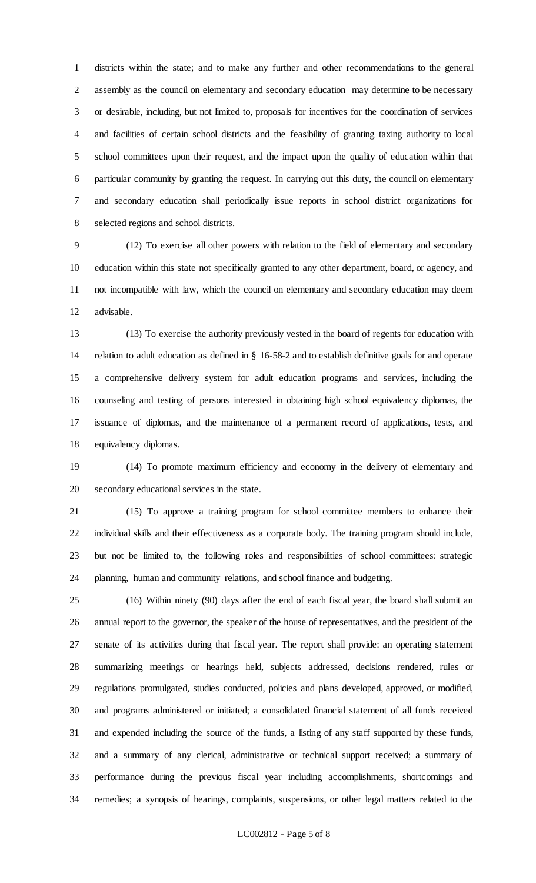districts within the state; and to make any further and other recommendations to the general assembly as the council on elementary and secondary education may determine to be necessary or desirable, including, but not limited to, proposals for incentives for the coordination of services and facilities of certain school districts and the feasibility of granting taxing authority to local school committees upon their request, and the impact upon the quality of education within that particular community by granting the request. In carrying out this duty, the council on elementary and secondary education shall periodically issue reports in school district organizations for selected regions and school districts.

(12) To exercise all other powers with relation to the field of elementary and secondary education within this state not specifically granted to any other department, board, or agency, and not incompatible with law, which the council on elementary and secondary education may deem advisable.

(13) To exercise the authority previously vested in the board of regents for education with relation to adult education as defined in § 16-58-2 and to establish definitive goals for and operate a comprehensive delivery system for adult education programs and services, including the counseling and testing of persons interested in obtaining high school equivalency diplomas, the issuance of diplomas, and the maintenance of a permanent record of applications, tests, and equivalency diplomas.

(14) To promote maximum efficiency and economy in the delivery of elementary and secondary educational services in the state.

(15) To approve a training program for school committee members to enhance their individual skills and their effectiveness as a corporate body. The training program should include, but not be limited to, the following roles and responsibilities of school committees: strategic planning, human and community relations, and school finance and budgeting.

(16) Within ninety (90) days after the end of each fiscal year, the board shall submit an annual report to the governor, the speaker of the house of representatives, and the president of the senate of its activities during that fiscal year. The report shall provide: an operating statement summarizing meetings or hearings held, subjects addressed, decisions rendered, rules or regulations promulgated, studies conducted, policies and plans developed, approved, or modified, and programs administered or initiated; a consolidated financial statement of all funds received and expended including the source of the funds, a listing of any staff supported by these funds, and a summary of any clerical, administrative or technical support received; a summary of performance during the previous fiscal year including accomplishments, shortcomings and remedies; a synopsis of hearings, complaints, suspensions, or other legal matters related to the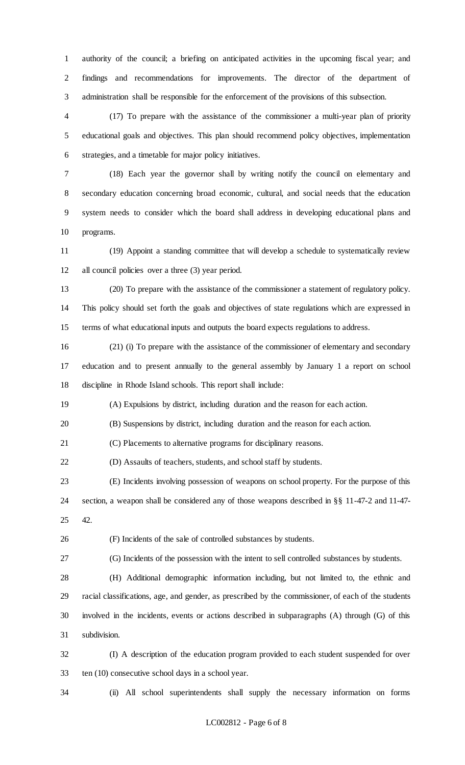authority of the council; a briefing on anticipated activities in the upcoming fiscal year; and findings and recommendations for improvements. The director of the department of administration shall be responsible for the enforcement of the provisions of this subsection.

(17) To prepare with the assistance of the commissioner a multi-year plan of priority educational goals and objectives. This plan should recommend policy objectives, implementation strategies, and a timetable for major policy initiatives.

(18) Each year the governor shall by writing notify the council on elementary and secondary education concerning broad economic, cultural, and social needs that the education system needs to consider which the board shall address in developing educational plans and programs.

(19) Appoint a standing committee that will develop a schedule to systematically review all council policies over a three (3) year period.

(20) To prepare with the assistance of the commissioner a statement of regulatory policy. This policy should set forth the goals and objectives of state regulations which are expressed in terms of what educational inputs and outputs the board expects regulations to address.

(21) (i) To prepare with the assistance of the commissioner of elementary and secondary education and to present annually to the general assembly by January 1 a report on school discipline in Rhode Island schools. This report shall include:

(A) Expulsions by district, including duration and the reason for each action.

(B) Suspensions by district, including duration and the reason for each action.

(C) Placements to alternative programs for disciplinary reasons.

(D) Assaults of teachers, students, and school staff by students.

(E) Incidents involving possession of weapons on school property. For the purpose of this section, a weapon shall be considered any of those weapons described in §§ 11-47-2 and 11-47-42.

(F) Incidents of the sale of controlled substances by students.

(G) Incidents of the possession with the intent to sell controlled substances by students.

(H) Additional demographic information including, but not limited to, the ethnic and racial classifications, age, and gender, as prescribed by the commissioner, of each of the students involved in the incidents, events or actions described in subparagraphs (A) through (G) of this subdivision.

(I) A description of the education program provided to each student suspended for over ten (10) consecutive school days in a school year.

(ii) All school superintendents shall supply the necessary information on forms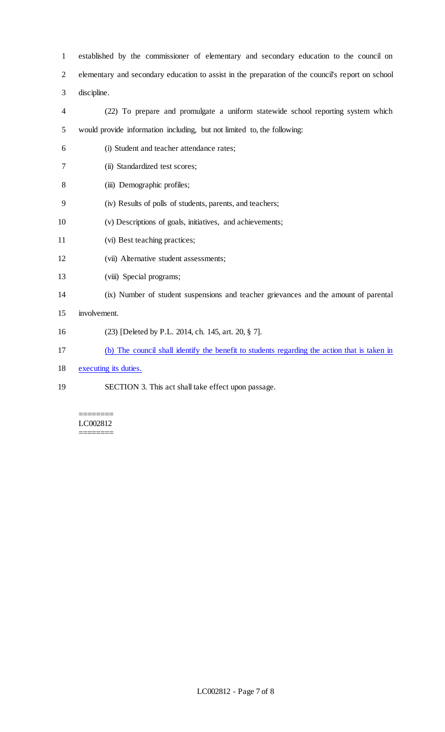established by the commissioner of elementary and secondary education to the council on elementary and secondary education to assist in the preparation of the council's report on school discipline.

(22) To prepare and promulgate a uniform statewide school reporting system which would provide information including, but not limited to, the following:

(i) Student and teacher attendance rates;

(ii) Standardized test scores;

(iii) Demographic profiles;

(iv) Results of polls of students, parents, and teachers;

(v) Descriptions of goals, initiatives, and achievements;

(vi) Best teaching practices;

(vii) Alternative student assessments;

(viii) Special programs;

(ix) Number of student suspensions and teacher grievances and the amount of parental involvement.

(23) [Deleted by P.L. 2014, ch. 145, art. 20, § 7].

<u>(b) The council shall identify the benefit to students regarding the action that is taken in executing its duties.</u>

SECTION 3. This act shall take effect upon passage.

========
LC002812
========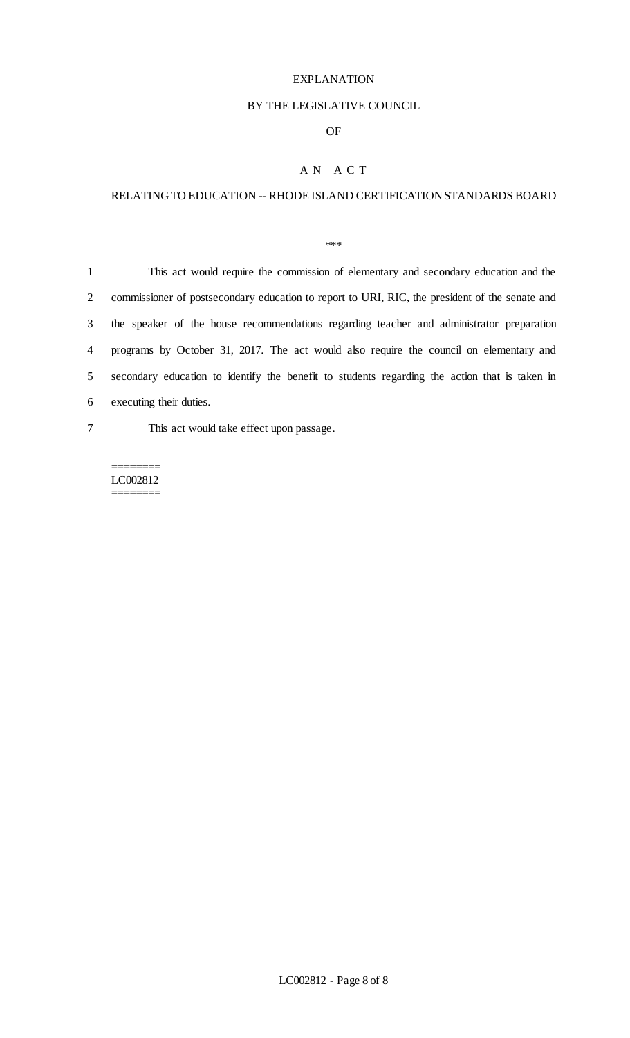EXPLANATION

BY THE LEGISLATIVE COUNCIL

OF

A N A C T

RELATING TO EDUCATION -- RHODE ISLAND CERTIFICATION STANDARDS BOARD

\*\*\*

This act would require the commission of elementary and secondary education and the commissioner of postsecondary education to report to URI, RIC, the president of the senate and the speaker of the house recommendations regarding teacher and administrator preparation programs by October 31, 2017. The act would also require the council on elementary and secondary education to identify the benefit to students regarding the action that is taken in executing their duties.

This act would take effect upon passage.

========
LC002812
========